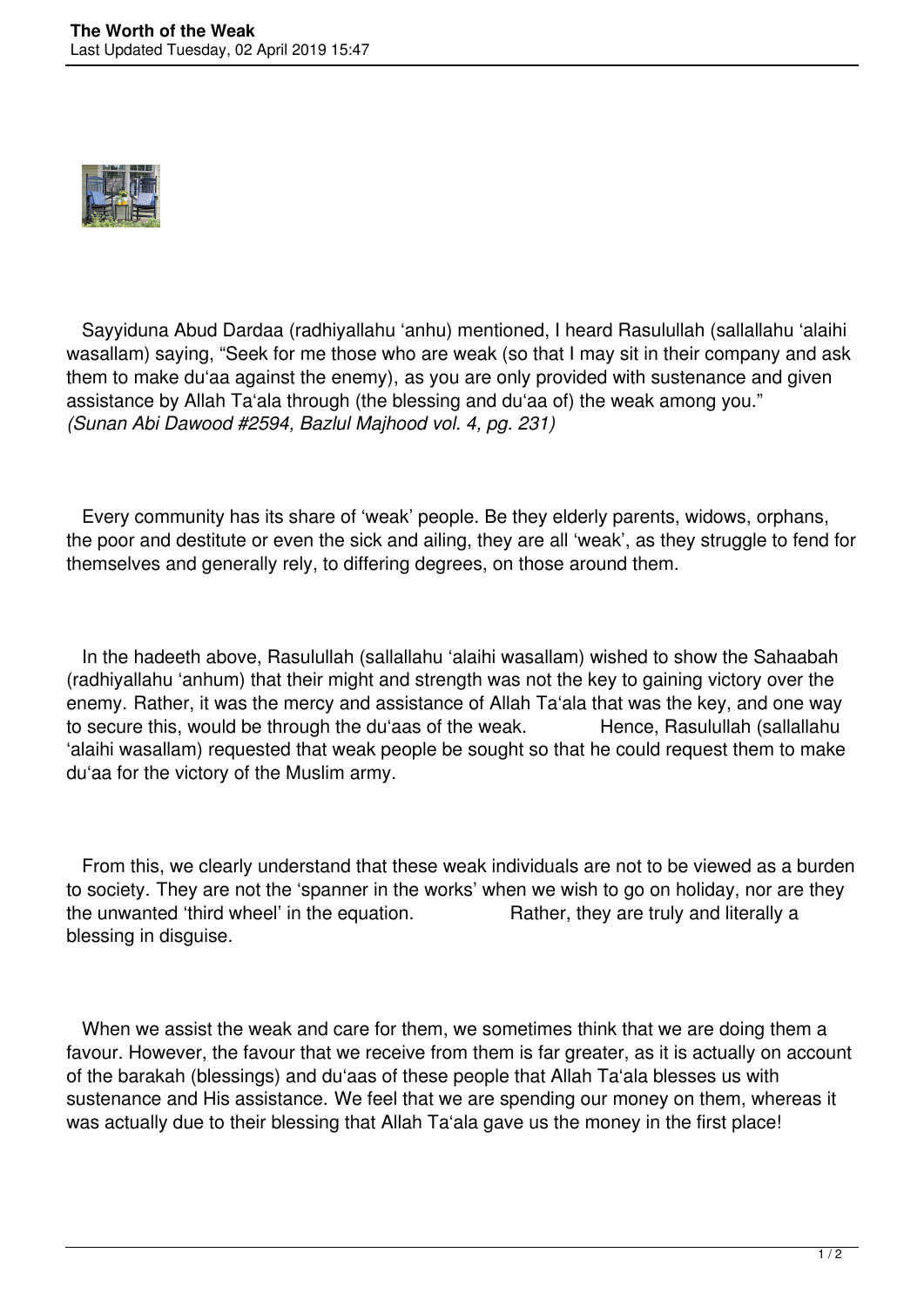Sayyiduna Abud Dardaa (radhiyallahu ‘anhu) mentioned, I heard Rasulullah (sallallahu ‘alaihi wasallam) saying, “Seek for me those who are weak (so that I may sit in their company and ask them to make du‘aa against the enemy), as you are only provided with sustenance and given assistance by Allah Ta‘ala through (the blessing and du‘aa of) the weak among you.”
*(Sunan Abi Dawood #2594, Bazlul Majhood vol. 4, pg. 231)*

Every community has its share of ‘weak’ people. Be they elderly parents, widows, orphans, the poor and destitute or even the sick and ailing, they are all ‘weak’, as they struggle to fend for themselves and generally rely, to differing degrees, on those around them.

In the hadeeth above, Rasulullah (sallallahu ‘alaihi wasallam) wished to show the Sahaabah (radhiyallahu ‘anhum) that their might and strength was not the key to gaining victory over the enemy. Rather, it was the mercy and assistance of Allah Ta‘ala that was the key, and one way to secure this, would be through the du‘aas of the weak. Hence, Rasulullah (sallallahu ‘alaihi wasallam) requested that weak people be sought so that he could request them to make du‘aa for the victory of the Muslim army.

From this, we clearly understand that these weak individuals are not to be viewed as a burden to society. They are not the ‘spanner in the works’ when we wish to go on holiday, nor are they the unwanted ‘third wheel’ in the equation. Rather, they are truly and literally a blessing in disguise.

When we assist the weak and care for them, we sometimes think that we are doing them a favour. However, the favour that we receive from them is far greater, as it is actually on account of the barakah (blessings) and du‘aas of these people that Allah Ta‘ala blesses us with sustenance and His assistance. We feel that we are spending our money on them, whereas it was actually due to their blessing that Allah Ta‘ala gave us the money in the first place!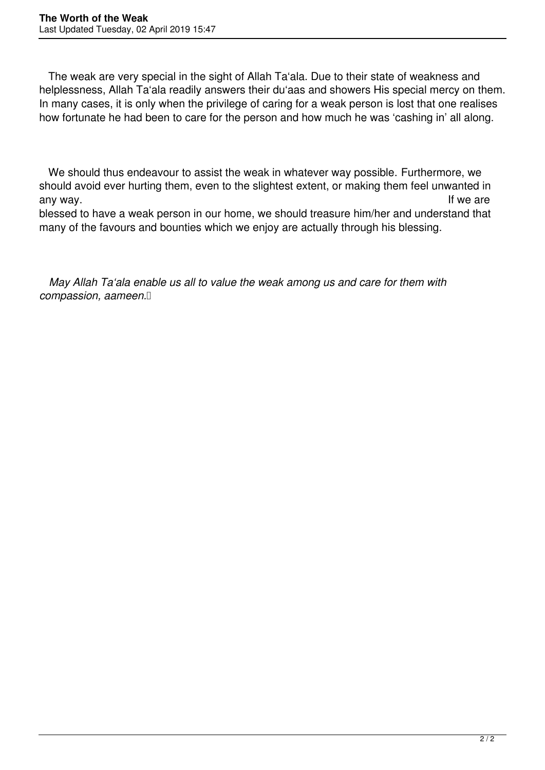The weak are very special in the sight of Allah Ta'ala. Due to their state of weakness and helplessness, Allah Ta'ala readily answers their du'aas and showers His special mercy on them. In many cases, it is only when the privilege of caring for a weak person is lost that one realises how fortunate he had been to care for the person and how much he was 'cashing in' all along.

We should thus endeavour to assist the weak in whatever way possible. Furthermore, we should avoid ever hurting them, even to the slightest extent, or making them feel unwanted in any way. If we are blessed to have a weak person in our home, we should treasure him/her and understand that many of the favours and bounties which we enjoy are actually through his blessing.

*May Allah Ta'ala enable us all to value the weak among us and care for them with compassion, aameen.*